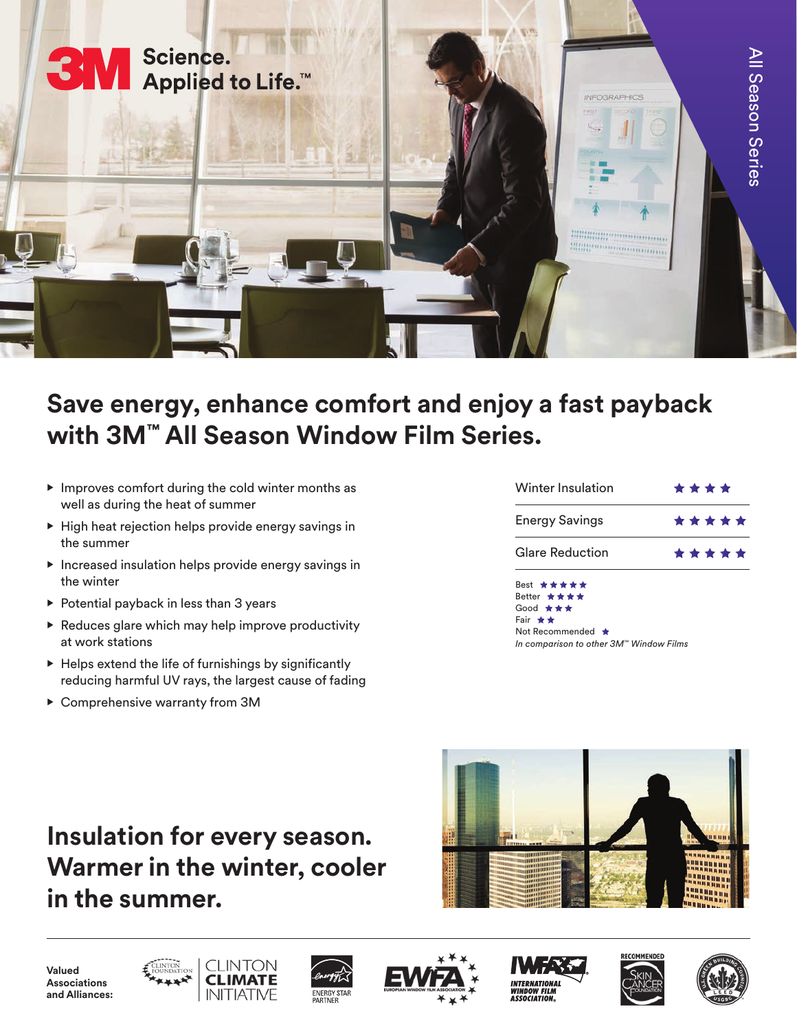3M Science. Applied to Life.™

All Season Series

# Save energy, enhance comfort and enjoy a fast payback with 3M™ All Season Window Film Series.

- Improves comfort during the cold winter months as well as during the heat of summer
- High heat rejection helps provide energy savings in the summer
- Increased insulation helps provide energy savings in the winter
- Potential payback in less than 3 years
- Reduces glare which may help improve productivity at work stations
- Helps extend the life of furnishings by significantly reducing harmful UV rays, the largest cause of fading
- Comprehensive warranty from 3M

| | |
|---|---|
| Winter Insulation | ★★★★ |
| Energy Savings | ★★★★★ |
| Glare Reduction | ★★★★★ |

Best ★★★★★
Better ★★★★
Good ★★★
Fair ★★
Not Recommended ★
*In comparison to other 3M™ Window Films*

## Insulation for every season. Warmer in the winter, cooler in the summer.

**Valued Associations and Alliances:**

Clinton Foundation | Clinton Climate Initiative | Energy Star Partner | EWFA European Window Film Association | IWFA International Window Film Association | Recommended Skin Cancer Foundation | U.S. Green Building Council LEED USGBC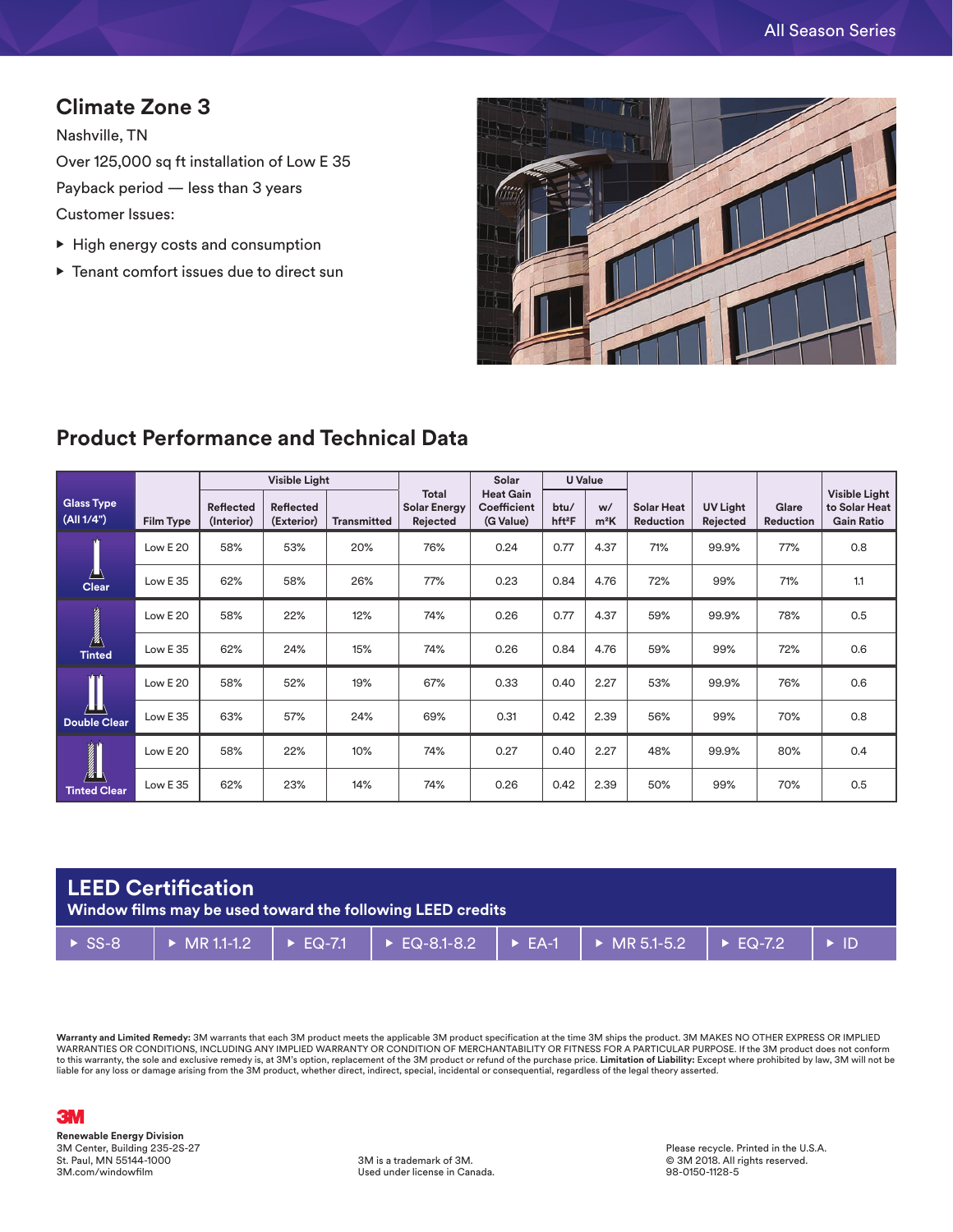## Climate Zone 3

Nashville, TN

Over 125,000 sq ft installation of Low E 35

Payback period — less than 3 years

Customer Issues:

- High energy costs and consumption
- Tenant comfort issues due to direct sun

## Product Performance and Technical Data

| Glass Type (All 1/4") | Film Type | Visible Light | | | Total Solar Energy Rejected | Solar Heat Gain Coefficient (G Value) | U Value | | Solar Heat Reduction | UV Light Rejected | Glare Reduction | Visible Light to Solar Heat Gain Ratio |
|---|---|---|---|---|---|---|---|---|---|---|---|---|
| | | Reflected (Interior) | Reflected (Exterior) | Transmitted | | | btu/ hft²F | w/ m²K | | | | |
| Clear | Low E 20 | 58% | 53% | 20% | 76% | 0.24 | 0.77 | 4.37 | 71% | 99.9% | 77% | 0.8 |
| Clear | Low E 35 | 62% | 58% | 26% | 77% | 0.23 | 0.84 | 4.76 | 72% | 99% | 71% | 1.1 |
| Tinted | Low E 20 | 58% | 22% | 12% | 74% | 0.26 | 0.77 | 4.37 | 59% | 99.9% | 78% | 0.5 |
| Tinted | Low E 35 | 62% | 24% | 15% | 74% | 0.26 | 0.84 | 4.76 | 59% | 99% | 72% | 0.6 |
| Double Clear | Low E 20 | 58% | 52% | 19% | 67% | 0.33 | 0.40 | 2.27 | 53% | 99.9% | 76% | 0.6 |
| Double Clear | Low E 35 | 63% | 57% | 24% | 69% | 0.31 | 0.42 | 2.39 | 56% | 99% | 70% | 0.8 |
| Tinted Clear | Low E 20 | 58% | 22% | 10% | 74% | 0.27 | 0.40 | 2.27 | 48% | 99.9% | 80% | 0.4 |
| Tinted Clear | Low E 35 | 62% | 23% | 14% | 74% | 0.26 | 0.42 | 2.39 | 50% | 99% | 70% | 0.5 |

## LEED Certification

**Window films may be used toward the following LEED credits**

- SS-8
- MR 1.1-1.2
- EQ-7.1
- EQ-8.1-8.2
- EA-1
- MR 5.1-5.2
- EQ-7.2
- ID

**Warranty and Limited Remedy:** 3M warrants that each 3M product meets the applicable 3M product specification at the time 3M ships the product. 3M MAKES NO OTHER EXPRESS OR IMPLIED WARRANTIES OR CONDITIONS, INCLUDING ANY IMPLIED WARRANTY OR CONDITION OF MERCHANTABILITY OR FITNESS FOR A PARTICULAR PURPOSE. If the 3M product does not conform to this warranty, the sole and exclusive remedy is, at 3M's option, replacement of the 3M product or refund of the purchase price. **Limitation of Liability:** Except where prohibited by law, 3M will not be liable for any loss or damage arising from the 3M product, whether direct, indirect, special, incidental or consequential, regardless of the legal theory asserted.

3M

**Renewable Energy Division**
3M Center, Building 235-2S-27
St. Paul, MN 55144-1000
3M.com/windowfilm

3M is a trademark of 3M.
Used under license in Canada.

Please recycle. Printed in the U.S.A.
© 3M 2018. All rights reserved.
98-0150-1128-5